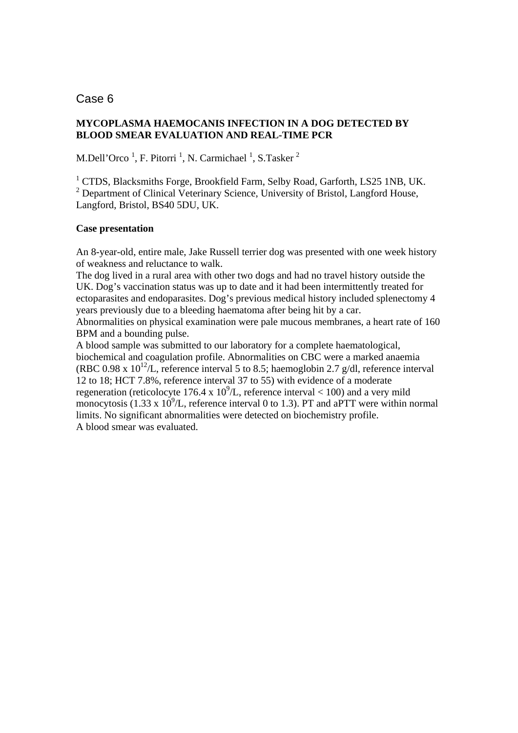Case 6

# MYCOPLASMA HAEMOCANIS INFECTION IN A DOG DETECTED BY BLOOD SMEAR EVALUATION AND REAL-TIME PCR

M.Dell'Orco [1], F. Pitorri [1], N. Carmichael [1], S.Tasker [2]

[1] CTDS, Blacksmiths Forge, Brookfield Farm, Selby Road, Garforth, LS25 1NB, UK.
[2] Department of Clinical Veterinary Science, University of Bristol, Langford House, Langford, Bristol, BS40 5DU, UK.

## Case presentation

An 8-year-old, entire male, Jake Russell terrier dog was presented with one week history of weakness and reluctance to walk.
The dog lived in a rural area with other two dogs and had no travel history outside the UK. Dog's vaccination status was up to date and it had been intermittently treated for ectoparasites and endoparasites. Dog's previous medical history included splenectomy 4 years previously due to a bleeding haematoma after being hit by a car.
Abnormalities on physical examination were pale mucous membranes, a heart rate of 160 BPM and a bounding pulse.
A blood sample was submitted to our laboratory for a complete haematological, biochemical and coagulation profile. Abnormalities on CBC were a marked anaemia (RBC 0.98 x $10^{12}$/L, reference interval 5 to 8.5; haemoglobin 2.7 g/dl, reference interval 12 to 18; HCT 7.8%, reference interval 37 to 55) with evidence of a moderate regeneration (reticolocyte 176.4 x $10^{9}$/L, reference interval < 100) and a very mild monocytosis (1.33 x $10^{9}$/L, reference interval 0 to 1.3). PT and aPTT were within normal limits. No significant abnormalities were detected on biochemistry profile.
A blood smear was evaluated.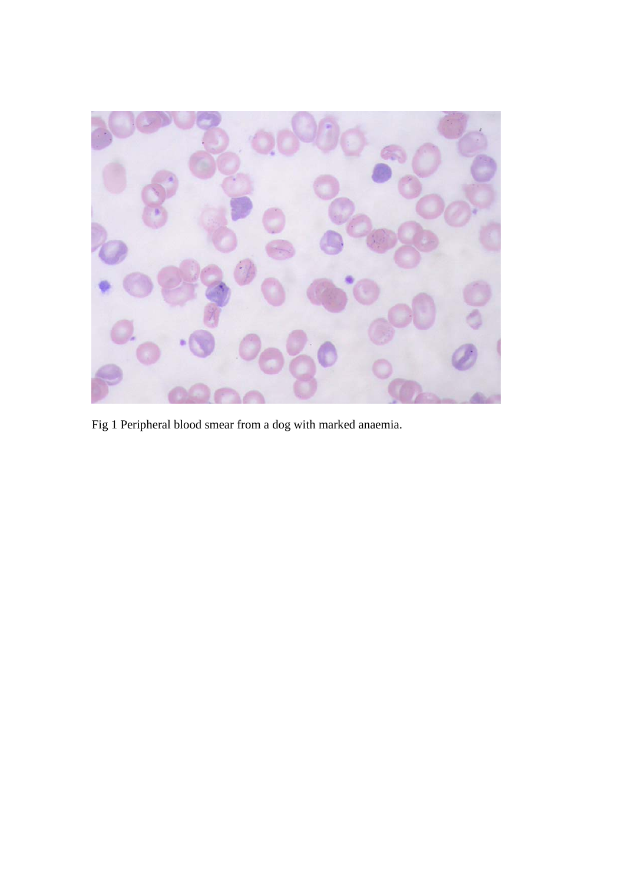Fig 1 Peripheral blood smear from a dog with marked anaemia.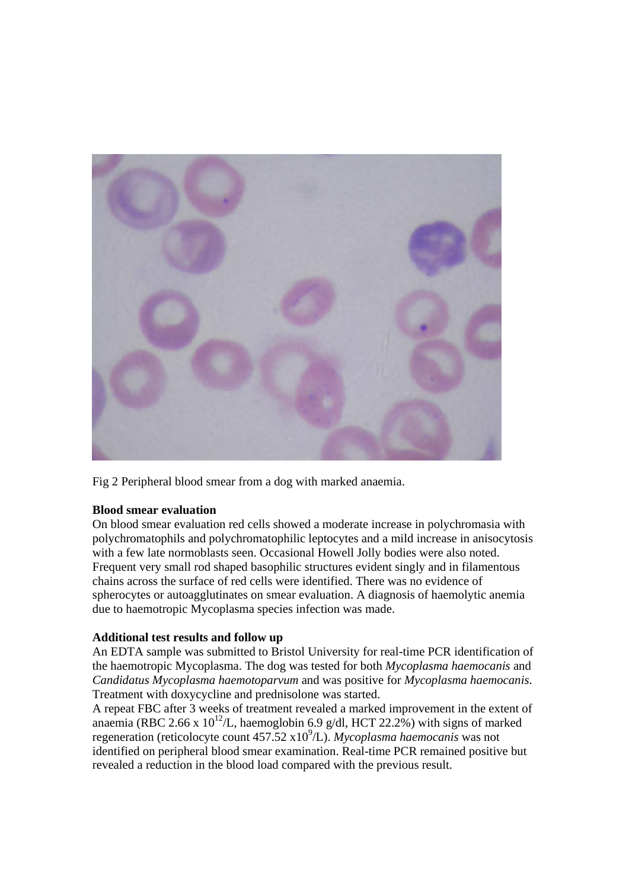Fig 2 Peripheral blood smear from a dog with marked anaemia.

**Blood smear evaluation**

On blood smear evaluation red cells showed a moderate increase in polychromasia with polychromatophils and polychromatophilic leptocytes and a mild increase in anisocytosis with a few late normoblasts seen. Occasional Howell Jolly bodies were also noted. Frequent very small rod shaped basophilic structures evident singly and in filamentous chains across the surface of red cells were identified. There was no evidence of spherocytes or autoagglutinates on smear evaluation. A diagnosis of haemolytic anemia due to haemotropic Mycoplasma species infection was made.

**Additional test results and follow up**

An EDTA sample was submitted to Bristol University for real-time PCR identification of the haemotropic Mycoplasma. The dog was tested for both *Mycoplasma haemocanis* and *Candidatus Mycoplasma haemotoparvum* and was positive for *Mycoplasma haemocanis*. Treatment with doxycycline and prednisolone was started.

A repeat FBC after 3 weeks of treatment revealed a marked improvement in the extent of anaemia (RBC 2.66 x $10^{12}$/L, haemoglobin 6.9 g/dl, HCT 22.2%) with signs of marked regeneration (reticolocyte count 457.52 x$10^{9}$/L). *Mycoplasma haemocanis* was not identified on peripheral blood smear examination. Real-time PCR remained positive but revealed a reduction in the blood load compared with the previous result.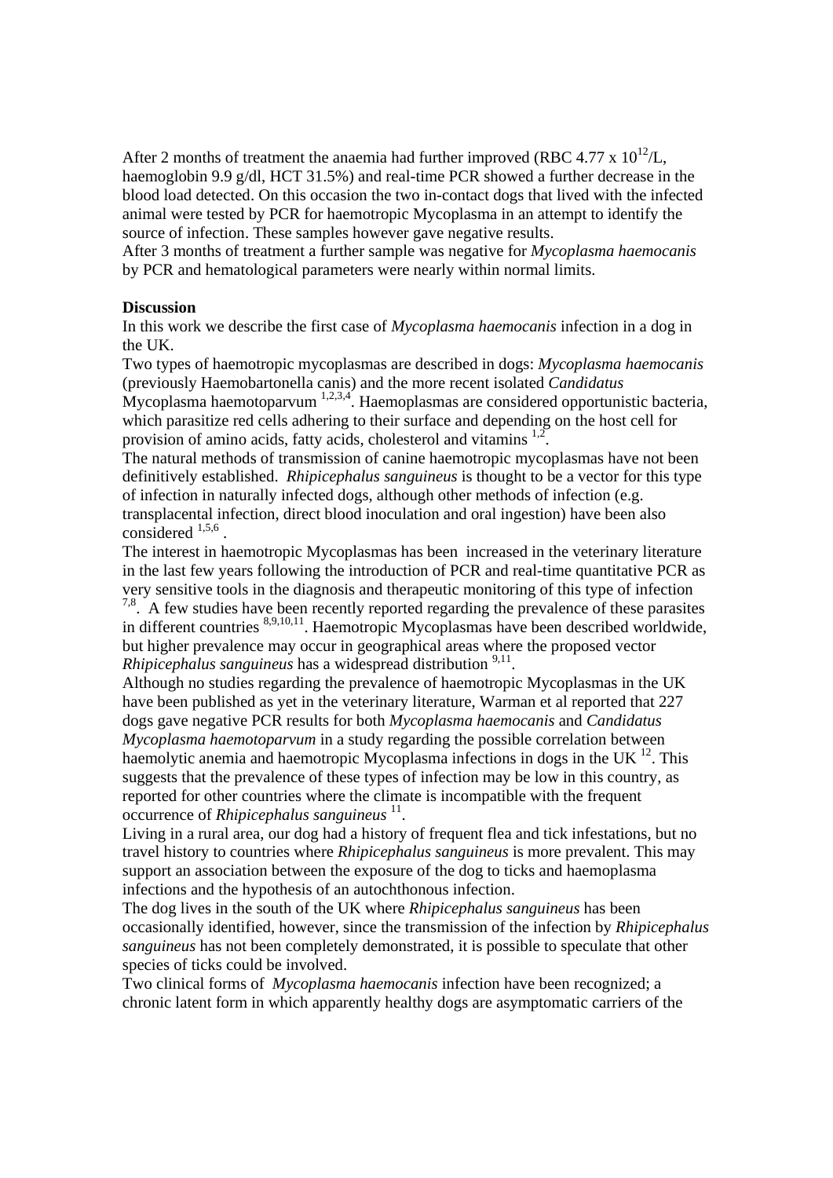After 2 months of treatment the anaemia had further improved (RBC 4.77 x $10^{12}$/L, haemoglobin 9.9 g/dl, HCT 31.5%) and real-time PCR showed a further decrease in the blood load detected. On this occasion the two in-contact dogs that lived with the infected animal were tested by PCR for haemotropic Mycoplasma in an attempt to identify the source of infection. These samples however gave negative results.

After 3 months of treatment a further sample was negative for *Mycoplasma haemocanis* by PCR and hematological parameters were nearly within normal limits.

**Discussion**

In this work we describe the first case of *Mycoplasma haemocanis* infection in a dog in the UK.

Two types of haemotropic mycoplasmas are described in dogs: *Mycoplasma haemocanis* (previously Haemobartonella canis) and the more recent isolated *Candidatus* Mycoplasma haemotoparvum [1,2,3,4]. Haemoplasmas are considered opportunistic bacteria, which parasitize red cells adhering to their surface and depending on the host cell for provision of amino acids, fatty acids, cholesterol and vitamins [1,2].

The natural methods of transmission of canine haemotropic mycoplasmas have not been definitively established. *Rhipicephalus sanguineus* is thought to be a vector for this type of infection in naturally infected dogs, although other methods of infection (e.g. transplacental infection, direct blood inoculation and oral ingestion) have been also considered [1,5,6].

The interest in haemotropic Mycoplasmas has been increased in the veterinary literature in the last few years following the introduction of PCR and real-time quantitative PCR as very sensitive tools in the diagnosis and therapeutic monitoring of this type of infection [7,8]. A few studies have been recently reported regarding the prevalence of these parasites in different countries [8,9,10,11]. Haemotropic Mycoplasmas have been described worldwide, but higher prevalence may occur in geographical areas where the proposed vector *Rhipicephalus sanguineus* has a widespread distribution [9,11].

Although no studies regarding the prevalence of haemotropic Mycoplasmas in the UK have been published as yet in the veterinary literature, Warman et al reported that 227 dogs gave negative PCR results for both *Mycoplasma haemocanis* and *Candidatus Mycoplasma haemotoparvum* in a study regarding the possible correlation between haemolytic anemia and haemotropic Mycoplasma infections in dogs in the UK [12]. This suggests that the prevalence of these types of infection may be low in this country, as reported for other countries where the climate is incompatible with the frequent occurrence of *Rhipicephalus sanguineus* [11].

Living in a rural area, our dog had a history of frequent flea and tick infestations, but no travel history to countries where *Rhipicephalus sanguineus* is more prevalent. This may support an association between the exposure of the dog to ticks and haemoplasma infections and the hypothesis of an autochthonous infection.

The dog lives in the south of the UK where *Rhipicephalus sanguineus* has been occasionally identified, however, since the transmission of the infection by *Rhipicephalus sanguineus* has not been completely demonstrated, it is possible to speculate that other species of ticks could be involved.

Two clinical forms of *Mycoplasma haemocanis* infection have been recognized; a chronic latent form in which apparently healthy dogs are asymptomatic carriers of the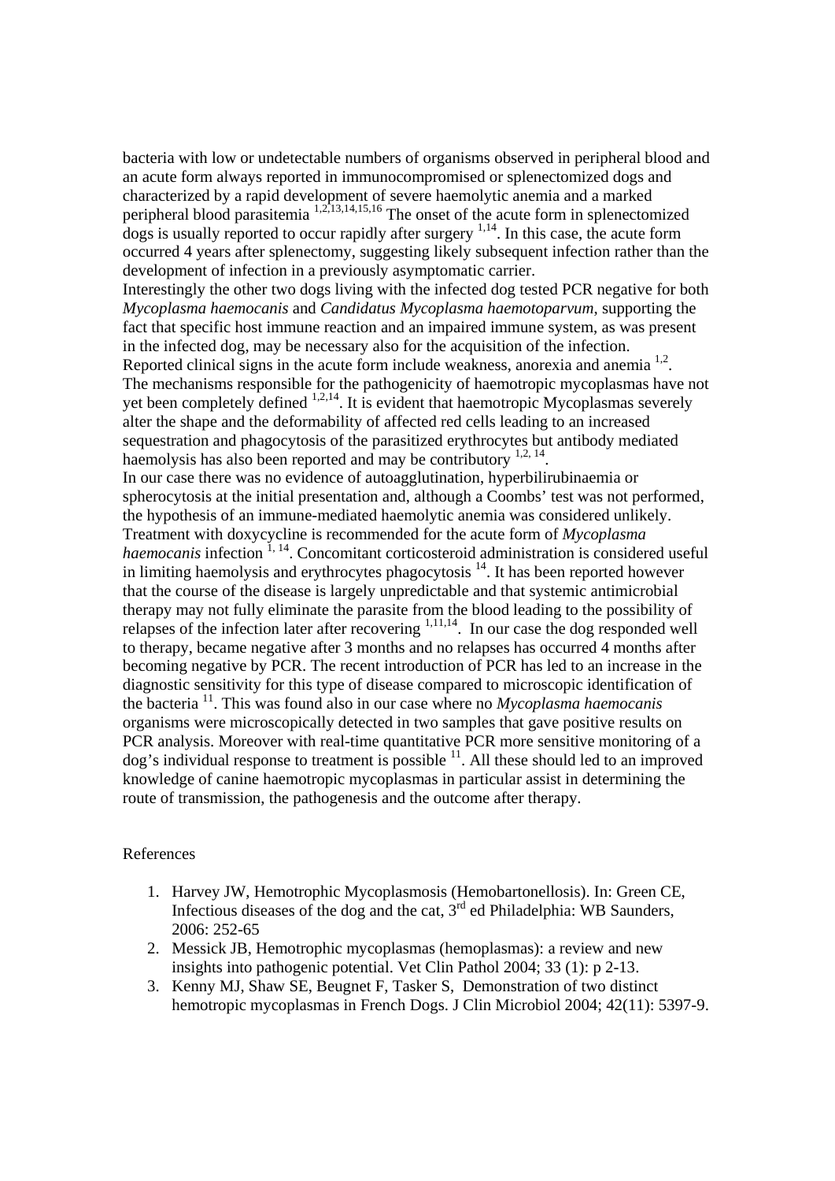bacteria with low or undetectable numbers of organisms observed in peripheral blood and an acute form always reported in immunocompromised or splenectomized dogs and characterized by a rapid development of severe haemolytic anemia and a marked peripheral blood parasitemia [1,2,13,14,15,16] The onset of the acute form in splenectomized dogs is usually reported to occur rapidly after surgery [1,14]. In this case, the acute form occurred 4 years after splenectomy, suggesting likely subsequent infection rather than the development of infection in a previously asymptomatic carrier.

Interestingly the other two dogs living with the infected dog tested PCR negative for both *Mycoplasma haemocanis* and *Candidatus Mycoplasma haematoparvum*, supporting the fact that specific host immune reaction and an impaired immune system, as was present in the infected dog, may be necessary also for the acquisition of the infection.

Reported clinical signs in the acute form include weakness, anorexia and anemia [1,2].

The mechanisms responsible for the pathogenicity of haemotropic mycoplasmas have not yet been completely defined [1,2,14]. It is evident that haemotropic Mycoplasmas severely alter the shape and the deformability of affected red cells leading to an increased sequestration and phagocytosis of the parasitized erythrocytes but antibody mediated haemolysis has also been reported and may be contributory [1,2, 14].

In our case there was no evidence of autoagglutination, hyperbilirubinaemia or spherocytosis at the initial presentation and, although a Coombs' test was not performed, the hypothesis of an immune-mediated haemolytic anemia was considered unlikely.

Treatment with doxycycline is recommended for the acute form of *Mycoplasma haemocanis* infection [1, 14]. Concomitant corticosteroid administration is considered useful in limiting haemolysis and erythrocytes phagocytosis [14]. It has been reported however that the course of the disease is largely unpredictable and that systemic antimicrobial therapy may not fully eliminate the parasite from the blood leading to the possibility of relapses of the infection later after recovering [1,11,14]. In our case the dog responded well to therapy, became negative after 3 months and no relapses has occurred 4 months after becoming negative by PCR. The recent introduction of PCR has led to an increase in the diagnostic sensitivity for this type of disease compared to microscopic identification of the bacteria [11]. This was found also in our case where no *Mycoplasma haemocanis* organisms were microscopically detected in two samples that gave positive results on PCR analysis. Moreover with real-time quantitative PCR more sensitive monitoring of a dog's individual response to treatment is possible [11]. All these should led to an improved knowledge of canine haemotropic mycoplasmas in particular assist in determining the route of transmission, the pathogenesis and the outcome after therapy.

References

1. Harvey JW, Hemotrophic Mycoplasmosis (Hemobartonellosis). In: Green CE, Infectious diseases of the dog and the cat, 3rd ed Philadelphia: WB Saunders, 2006: 252-65
2. Messick JB, Hemotrophic mycoplasmas (hemoplasmas): a review and new insights into pathogenic potential. Vet Clin Pathol 2004; 33 (1): p 2-13.
3. Kenny MJ, Shaw SE, Beugnet F, Tasker S, Demonstration of two distinct hemotropic mycoplasmas in French Dogs. J Clin Microbiol 2004; 42(11): 5397-9.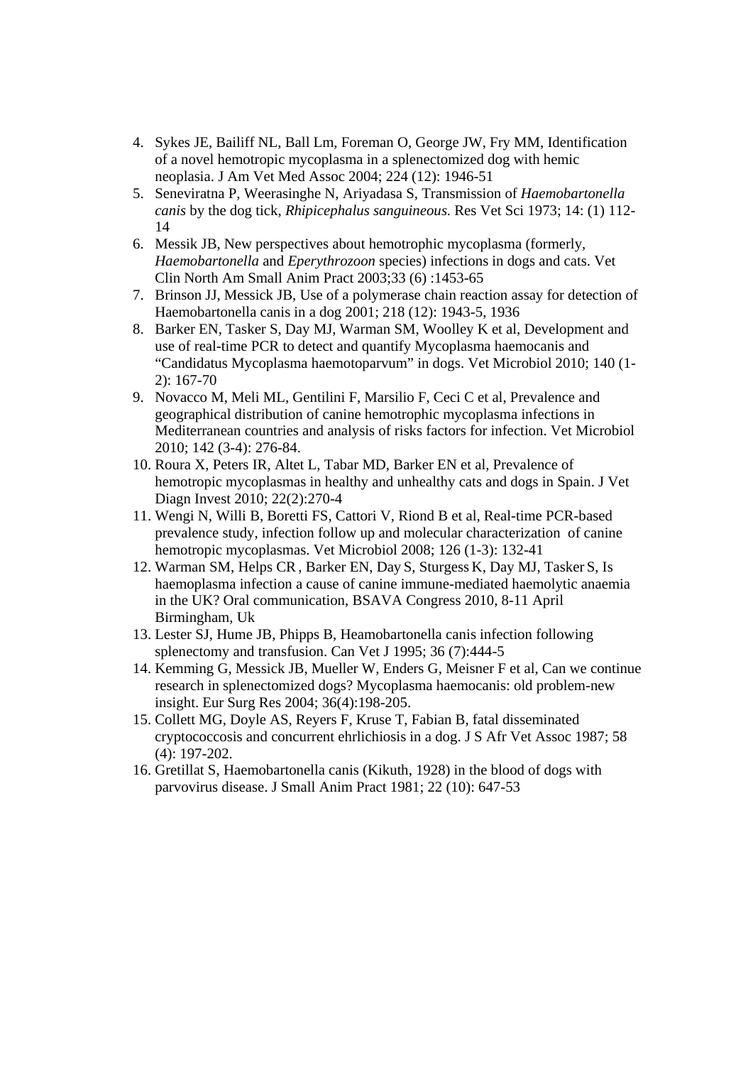4. Sykes JE, Bailiff NL, Ball Lm, Foreman O, George JW, Fry MM, Identification of a novel hemotropic mycoplasma in a splenectomized dog with hemic neoplasia. J Am Vet Med Assoc 2004; 224 (12): 1946-51
5. Seneviratna P, Weerasinghe N, Ariyadasa S, Transmission of *Haemobartonella canis* by the dog tick, *Rhipicephalus sanguineous*. Res Vet Sci 1973; 14: (1) 112-14
6. Messik JB, New perspectives about hemotrophic mycoplasma (formerly, *Haemobartonella* and *Eperythrozoon* species) infections in dogs and cats. Vet Clin North Am Small Anim Pract 2003;33 (6) :1453-65
7. Brinson JJ, Messick JB, Use of a polymerase chain reaction assay for detection of Haemobartonella canis in a dog 2001; 218 (12): 1943-5, 1936
8. Barker EN, Tasker S, Day MJ, Warman SM, Woolley K et al, Development and use of real-time PCR to detect and quantify Mycoplasma haemocanis and "Candidatus Mycoplasma haemotoparvum" in dogs. Vet Microbiol 2010; 140 (1-2): 167-70
9. Novacco M, Meli ML, Gentilini F, Marsilio F, Ceci C et al, Prevalence and geographical distribution of canine hemotrophic mycoplasma infections in Mediterranean countries and analysis of risks factors for infection. Vet Microbiol 2010; 142 (3-4): 276-84.
10. Roura X, Peters IR, Altet L, Tabar MD, Barker EN et al, Prevalence of hemotropic mycoplasmas in healthy and unhealthy cats and dogs in Spain. J Vet Diagn Invest 2010; 22(2):270-4
11. Wengi N, Willi B, Boretti FS, Cattori V, Riond B et al, Real-time PCR-based prevalence study, infection follow up and molecular characterization of canine hemotropic mycoplasmas. Vet Microbiol 2008; 126 (1-3): 132-41
12. Warman SM, Helps CR , Barker EN, Day S, Sturgess K, Day MJ, Tasker S, Is haemoplasma infection a cause of canine immune-mediated haemolytic anaemia in the UK? Oral communication, BSAVA Congress 2010, 8-11 April Birmingham, Uk
13. Lester SJ, Hume JB, Phipps B, Heamobartonella canis infection following splenectomy and transfusion. Can Vet J 1995; 36 (7):444-5
14. Kemming G, Messick JB, Mueller W, Enders G, Meisner F et al, Can we continue research in splenectomized dogs? Mycoplasma haemocanis: old problem-new insight. Eur Surg Res 2004; 36(4):198-205.
15. Collett MG, Doyle AS, Reyers F, Kruse T, Fabian B, fatal disseminated cryptococcosis and concurrent ehrlichiosis in a dog. J S Afr Vet Assoc 1987; 58 (4): 197-202.
16. Gretillat S, Haemobartonella canis (Kikuth, 1928) in the blood of dogs with parvovirus disease. J Small Anim Pract 1981; 22 (10): 647-53